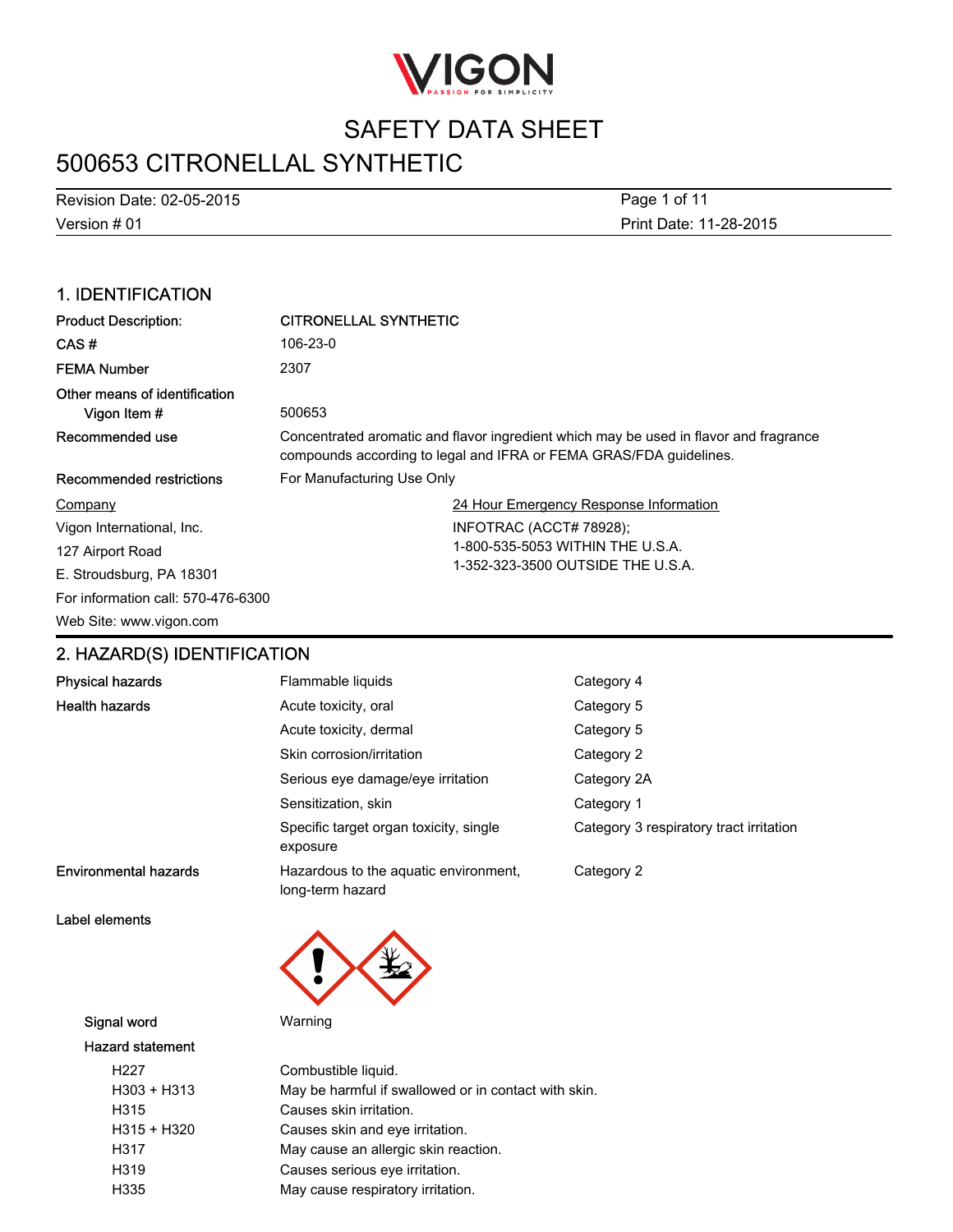# SAFETY DATA SHEET

# 500653 CITRONELLAL SYNTHETIC

Revision Date: 02-05-2015
Version # 01
Print Date: 11-28-2015

## 1. IDENTIFICATION

| | |
|---|---|
| **Product Description:** | **CITRONELLAL SYNTHETIC** |
| **CAS #** | 106-23-0 |
| **FEMA Number** | 2307 |
| **Other means of identification** | |
| **Vigon Item #** | 500653 |
| **Recommended use** | Concentrated aromatic and flavor ingredient which may be used in flavor and fragrance compounds according to legal and IFRA or FEMA GRAS/FDA guidelines. |
| **Recommended restrictions** | For Manufacturing Use Only |

**Company**
Vigon International, Inc.
127 Airport Road
E. Stroudsburg, PA 18301
For information call: 570-476-6300
Web Site: www.vigon.com

**24 Hour Emergency Response Information**
INFOTRAC (ACCT# 78928);
1-800-535-5053 WITHIN THE U.S.A.
1-352-323-3500 OUTSIDE THE U.S.A.

## 2. HAZARD(S) IDENTIFICATION

| | | |
|---|---|---|
| **Physical hazards** | Flammable liquids | Category 4 |
| **Health hazards** | Acute toxicity, oral | Category 5 |
| | Acute toxicity, dermal | Category 5 |
| | Skin corrosion/irritation | Category 2 |
| | Serious eye damage/eye irritation | Category 2A |
| | Sensitization, skin | Category 1 |
| | Specific target organ toxicity, single exposure | Category 3 respiratory tract irritation |
| **Environmental hazards** | Hazardous to the aquatic environment, long-term hazard | Category 2 |

**Label elements**

**Signal word**: Warning

**Hazard statement**

| | |
|---|---|
| H227 | Combustible liquid. |
| H303 + H313 | May be harmful if swallowed or in contact with skin. |
| H315 | Causes skin irritation. |
| H315 + H320 | Causes skin and eye irritation. |
| H317 | May cause an allergic skin reaction. |
| H319 | Causes serious eye irritation. |
| H335 | May cause respiratory irritation. |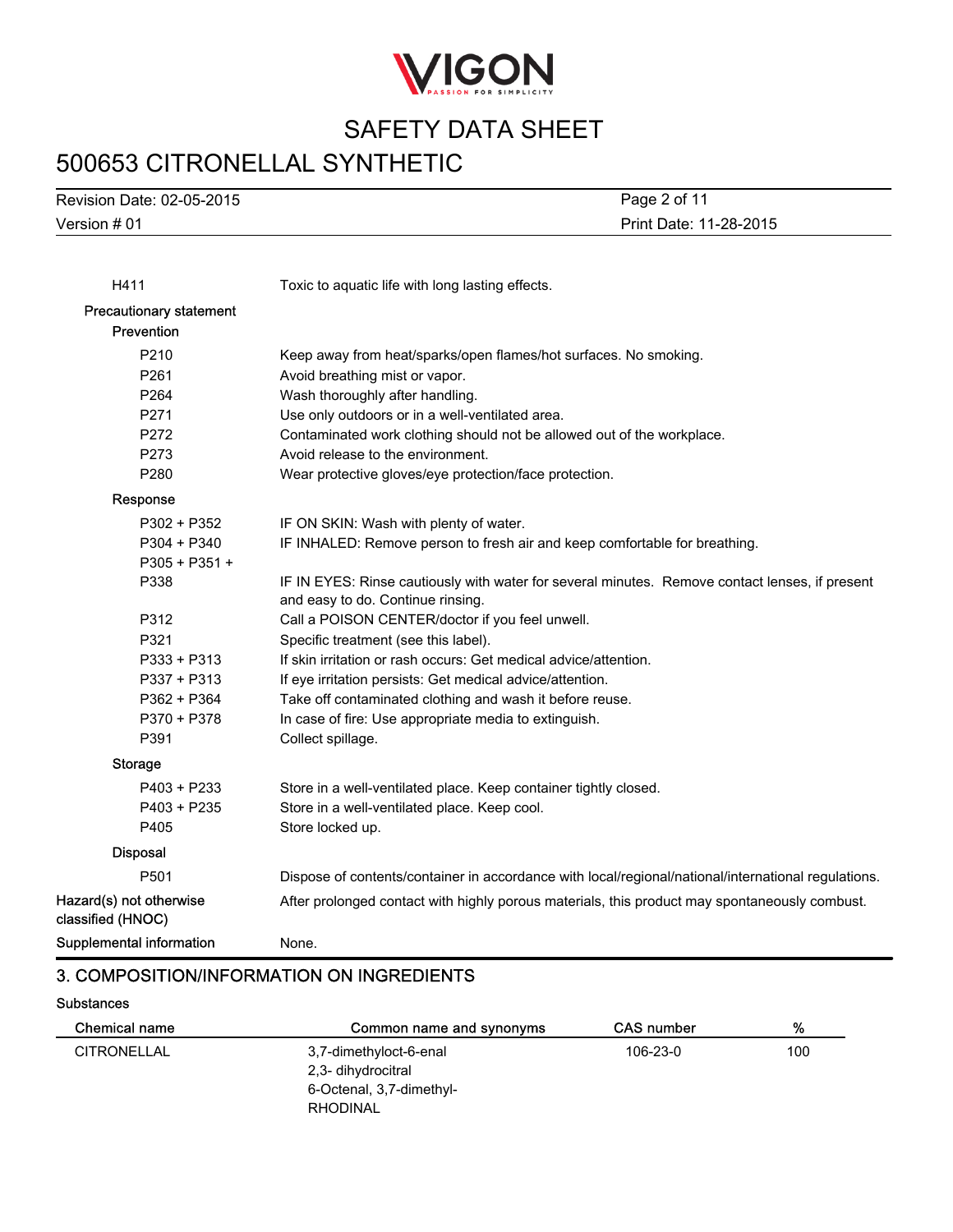| | |
|---|---|
| H411 | Toxic to aquatic life with long lasting effects. |

**Precautionary statement**

**Prevention**

| | |
|---|---|
| P210 | Keep away from heat/sparks/open flames/hot surfaces. No smoking. |
| P261 | Avoid breathing mist or vapor. |
| P264 | Wash thoroughly after handling. |
| P271 | Use only outdoors or in a well-ventilated area. |
| P272 | Contaminated work clothing should not be allowed out of the workplace. |
| P273 | Avoid release to the environment. |
| P280 | Wear protective gloves/eye protection/face protection. |

**Response**

| | |
|---|---|
| P302 + P352 | IF ON SKIN: Wash with plenty of water. |
| P304 + P340 | IF INHALED: Remove person to fresh air and keep comfortable for breathing. |
| P305 + P351 + P338 | IF IN EYES: Rinse cautiously with water for several minutes. Remove contact lenses, if present and easy to do. Continue rinsing. |
| P312 | Call a POISON CENTER/doctor if you feel unwell. |
| P321 | Specific treatment (see this label). |
| P333 + P313 | If skin irritation or rash occurs: Get medical advice/attention. |
| P337 + P313 | If eye irritation persists: Get medical advice/attention. |
| P362 + P364 | Take off contaminated clothing and wash it before reuse. |
| P370 + P378 | In case of fire: Use appropriate media to extinguish. |
| P391 | Collect spillage. |

**Storage**

| | |
|---|---|
| P403 + P233 | Store in a well-ventilated place. Keep container tightly closed. |
| P403 + P235 | Store in a well-ventilated place. Keep cool. |
| P405 | Store locked up. |

**Disposal**

| | |
|---|---|
| P501 | Dispose of contents/container in accordance with local/regional/national/international regulations. |

**Hazard(s) not otherwise classified (HNOC)** After prolonged contact with highly porous materials, this product may spontaneously combust.

**Supplemental information** None.

## 3. COMPOSITION/INFORMATION ON INGREDIENTS

**Substances**

| Chemical name | Common name and synonyms | CAS number | % |
|---|---|---|---|
| CITRONELLAL | 3,7-dimethyloct-6-enal<br>2,3- dihydrocitral<br>6-Octenal, 3,7-dimethyl-<br>RHODINAL | 106-23-0 | 100 |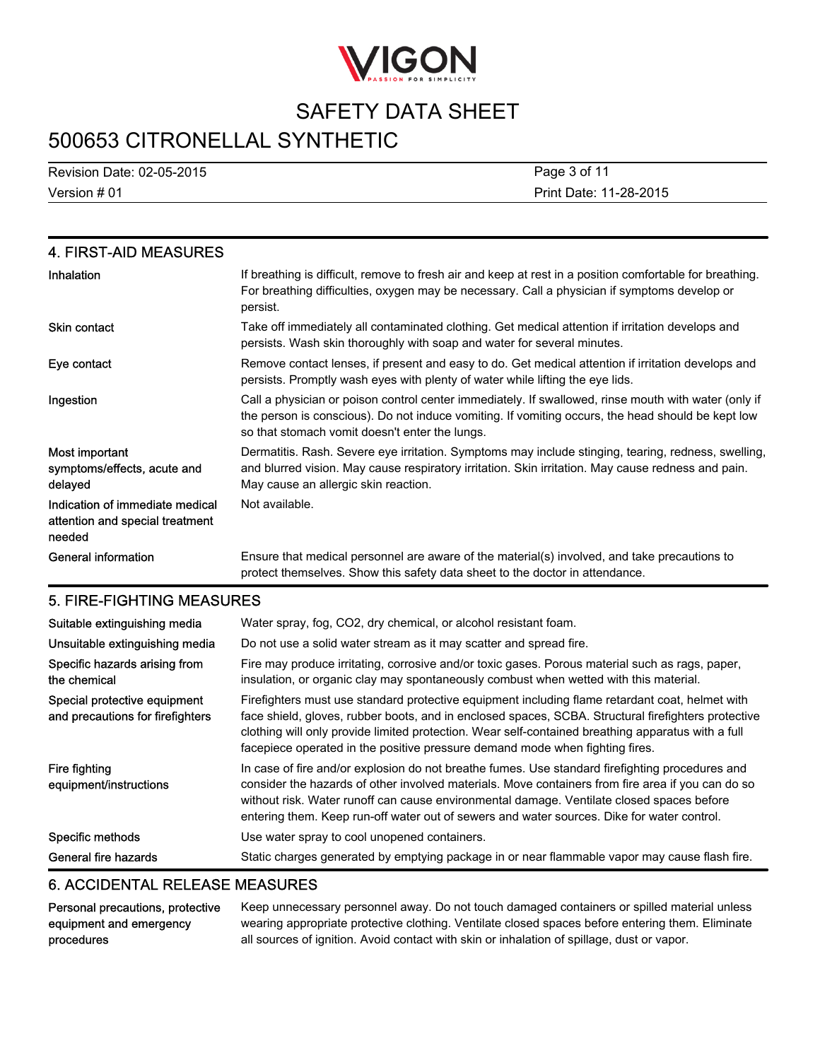## 4. FIRST-AID MEASURES

| | |
|---|---|
| Inhalation | If breathing is difficult, remove to fresh air and keep at rest in a position comfortable for breathing. For breathing difficulties, oxygen may be necessary. Call a physician if symptoms develop or persist. |
| Skin contact | Take off immediately all contaminated clothing. Get medical attention if irritation develops and persists. Wash skin thoroughly with soap and water for several minutes. |
| Eye contact | Remove contact lenses, if present and easy to do. Get medical attention if irritation develops and persists. Promptly wash eyes with plenty of water while lifting the eye lids. |
| Ingestion | Call a physician or poison control center immediately. If swallowed, rinse mouth with water (only if the person is conscious). Do not induce vomiting. If vomiting occurs, the head should be kept low so that stomach vomit doesn't enter the lungs. |
| Most important symptoms/effects, acute and delayed | Dermatitis. Rash. Severe eye irritation. Symptoms may include stinging, tearing, redness, swelling, and blurred vision. May cause respiratory irritation. Skin irritation. May cause redness and pain. May cause an allergic skin reaction. |
| Indication of immediate medical attention and special treatment needed | Not available. |
| General information | Ensure that medical personnel are aware of the material(s) involved, and take precautions to protect themselves. Show this safety data sheet to the doctor in attendance. |

## 5. FIRE-FIGHTING MEASURES

| | |
|---|---|
| Suitable extinguishing media | Water spray, fog, CO2, dry chemical, or alcohol resistant foam. |
| Unsuitable extinguishing media | Do not use a solid water stream as it may scatter and spread fire. |
| Specific hazards arising from the chemical | Fire may produce irritating, corrosive and/or toxic gases. Porous material such as rags, paper, insulation, or organic clay may spontaneously combust when wetted with this material. |
| Special protective equipment and precautions for firefighters | Firefighters must use standard protective equipment including flame retardant coat, helmet with face shield, gloves, rubber boots, and in enclosed spaces, SCBA. Structural firefighters protective clothing will only provide limited protection. Wear self-contained breathing apparatus with a full facepiece operated in the positive pressure demand mode when fighting fires. |
| Fire fighting equipment/instructions | In case of fire and/or explosion do not breathe fumes. Use standard firefighting procedures and consider the hazards of other involved materials. Move containers from fire area if you can do so without risk. Water runoff can cause environmental damage. Ventilate closed spaces before entering them. Keep run-off water out of sewers and water sources. Dike for water control. |
| Specific methods | Use water spray to cool unopened containers. |
| General fire hazards | Static charges generated by emptying package in or near flammable vapor may cause flash fire. |

## 6. ACCIDENTAL RELEASE MEASURES

| | |
|---|---|
| Personal precautions, protective equipment and emergency procedures | Keep unnecessary personnel away. Do not touch damaged containers or spilled material unless wearing appropriate protective clothing. Ventilate closed spaces before entering them. Eliminate all sources of ignition. Avoid contact with skin or inhalation of spillage, dust or vapor. |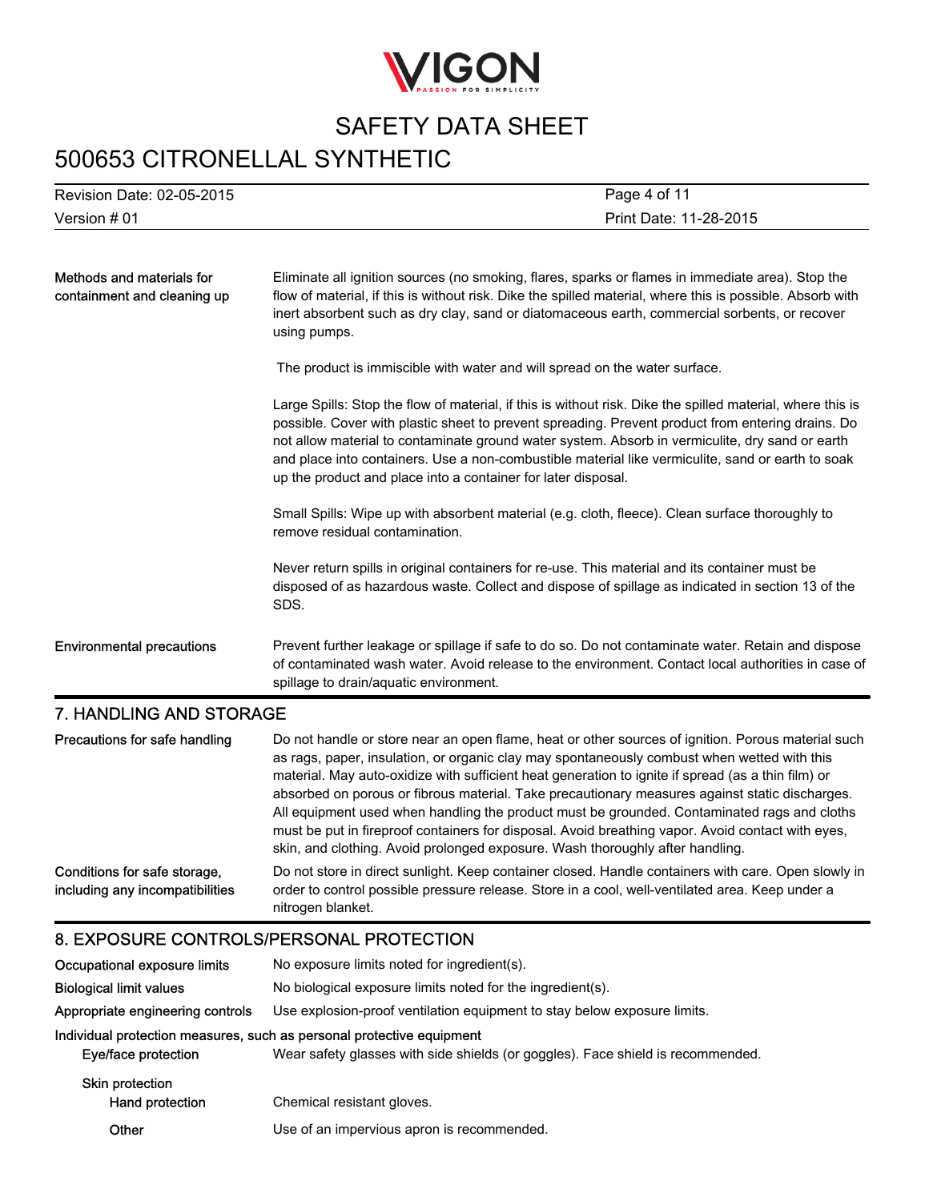**Methods and materials for containment and cleaning up**

Eliminate all ignition sources (no smoking, flares, sparks or flames in immediate area). Stop the flow of material, if this is without risk. Dike the spilled material, where this is possible. Absorb with inert absorbent such as dry clay, sand or diatomaceous earth, commercial sorbents, or recover using pumps.

The product is immiscible with water and will spread on the water surface.

Large Spills: Stop the flow of material, if this is without risk. Dike the spilled material, where this is possible. Cover with plastic sheet to prevent spreading. Prevent product from entering drains. Do not allow material to contaminate ground water system. Absorb in vermiculite, dry sand or earth and place into containers. Use a non-combustible material like vermiculite, sand or earth to soak up the product and place into a container for later disposal.

Small Spills: Wipe up with absorbent material (e.g. cloth, fleece). Clean surface thoroughly to remove residual contamination.

Never return spills in original containers for re-use. This material and its container must be disposed of as hazardous waste. Collect and dispose of spillage as indicated in section 13 of the SDS.

**Environmental precautions**

Prevent further leakage or spillage if safe to do so. Do not contaminate water. Retain and dispose of contaminated wash water. Avoid release to the environment. Contact local authorities in case of spillage to drain/aquatic environment.

## 7. HANDLING AND STORAGE

**Precautions for safe handling**

Do not handle or store near an open flame, heat or other sources of ignition. Porous material such as rags, paper, insulation, or organic clay may spontaneously combust when wetted with this material. May auto-oxidize with sufficient heat generation to ignite if spread (as a thin film) or absorbed on porous or fibrous material. Take precautionary measures against static discharges. All equipment used when handling the product must be grounded. Contaminated rags and cloths must be put in fireproof containers for disposal. Avoid breathing vapor. Avoid contact with eyes, skin, and clothing. Avoid prolonged exposure. Wash thoroughly after handling.

**Conditions for safe storage, including any incompatibilities**

Do not store in direct sunlight. Keep container closed. Handle containers with care. Open slowly in order to control possible pressure release. Store in a cool, well-ventilated area. Keep under a nitrogen blanket.

## 8. EXPOSURE CONTROLS/PERSONAL PROTECTION

**Occupational exposure limits**

No exposure limits noted for ingredient(s).

**Biological limit values**

No biological exposure limits noted for the ingredient(s).

**Appropriate engineering controls**

Use explosion-proof ventilation equipment to stay below exposure limits.

**Individual protection measures, such as personal protective equipment**

**Eye/face protection**

Wear safety glasses with side shields (or goggles). Face shield is recommended.

**Skin protection**

**Hand protection**

Chemical resistant gloves.

**Other**

Use of an impervious apron is recommended.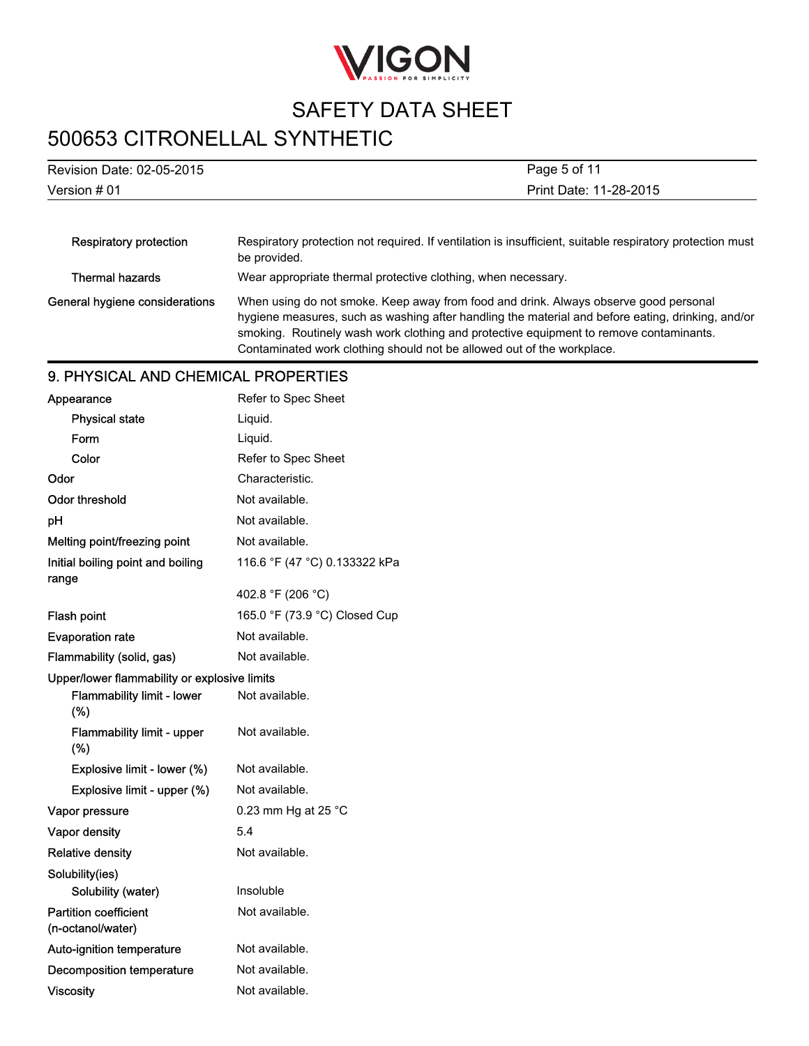| | |
|---|---|
| Respiratory protection | Respiratory protection not required. If ventilation is insufficient, suitable respiratory protection must be provided. |
| Thermal hazards | Wear appropriate thermal protective clothing, when necessary. |
| General hygiene considerations | When using do not smoke. Keep away from food and drink. Always observe good personal hygiene measures, such as washing after handling the material and before eating, drinking, and/or smoking. Routinely wash work clothing and protective equipment to remove contaminants. Contaminated work clothing should not be allowed out of the workplace. |

## 9. PHYSICAL AND CHEMICAL PROPERTIES

| | |
|---|---|
| Appearance | Refer to Spec Sheet |
| Physical state | Liquid. |
| Form | Liquid. |
| Color | Refer to Spec Sheet |
| Odor | Characteristic. |
| Odor threshold | Not available. |
| pH | Not available. |
| Melting point/freezing point | Not available. |
| Initial boiling point and boiling range | 116.6 °F (47 °C) 0.133322 kPa |
| | 402.8 °F (206 °C) |
| Flash point | 165.0 °F (73.9 °C) Closed Cup |
| Evaporation rate | Not available. |
| Flammability (solid, gas) | Not available. |
| Upper/lower flammability or explosive limits | |
| Flammability limit - lower (%) | Not available. |
| Flammability limit - upper (%) | Not available. |
| Explosive limit - lower (%) | Not available. |
| Explosive limit - upper (%) | Not available. |
| Vapor pressure | 0.23 mm Hg at 25 °C |
| Vapor density | 5.4 |
| Relative density | Not available. |
| Solubility(ies) | |
| Solubility (water) | Insoluble |
| Partition coefficient (n-octanol/water) | Not available. |
| Auto-ignition temperature | Not available. |
| Decomposition temperature | Not available. |
| Viscosity | Not available. |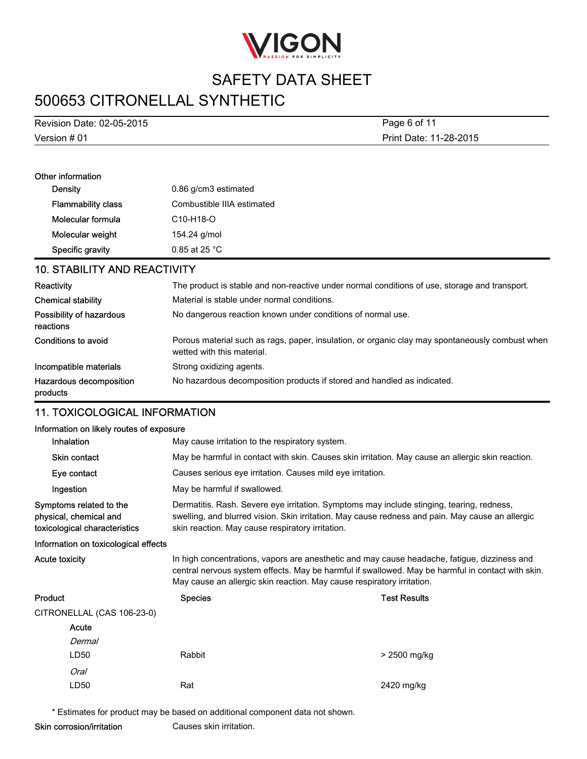### Other information

| | |
|---|---|
| Density | 0.86 g/cm3 estimated |
| Flammability class | Combustible IIIA estimated |
| Molecular formula | C10-H18-O |
| Molecular weight | 154.24 g/mol |
| Specific gravity | 0.85 at 25 °C |

## 10. STABILITY AND REACTIVITY

| | |
|---|---|
| Reactivity | The product is stable and non-reactive under normal conditions of use, storage and transport. |
| Chemical stability | Material is stable under normal conditions. |
| Possibility of hazardous reactions | No dangerous reaction known under conditions of normal use. |
| Conditions to avoid | Porous material such as rags, paper, insulation, or organic clay may spontaneously combust when wetted with this material. |
| Incompatible materials | Strong oxidizing agents. |
| Hazardous decomposition products | No hazardous decomposition products if stored and handled as indicated. |

## 11. TOXICOLOGICAL INFORMATION

### Information on likely routes of exposure

| | |
|---|---|
| Inhalation | May cause irritation to the respiratory system. |
| Skin contact | May be harmful in contact with skin. Causes skin irritation. May cause an allergic skin reaction. |
| Eye contact | Causes serious eye irritation. Causes mild eye irritation. |
| Ingestion | May be harmful if swallowed. |
| Symptoms related to the physical, chemical and toxicological characteristics | Dermatitis. Rash. Severe eye irritation. Symptoms may include stinging, tearing, redness, swelling, and blurred vision. Skin irritation. May cause redness and pain. May cause an allergic skin reaction. May cause respiratory irritation. |

### Information on toxicological effects

| | |
|---|---|
| Acute toxicity | In high concentrations, vapors are anesthetic and may cause headache, fatigue, dizziness and central nervous system effects. May be harmful if swallowed. May be harmful in contact with skin. May cause an allergic skin reaction. May cause respiratory irritation. |

| Product | Species | Test Results |
|---|---|---|
| CITRONELLAL (CAS 106-23-0) | | |
| Acute | | |
| *Dermal* | | |
| LD50 | Rabbit | > 2500 mg/kg |
| *Oral* | | |
| LD50 | Rat | 2420 mg/kg |

\* Estimates for product may be based on additional component data not shown.

| | |
|---|---|
| Skin corrosion/irritation | Causes skin irritation. |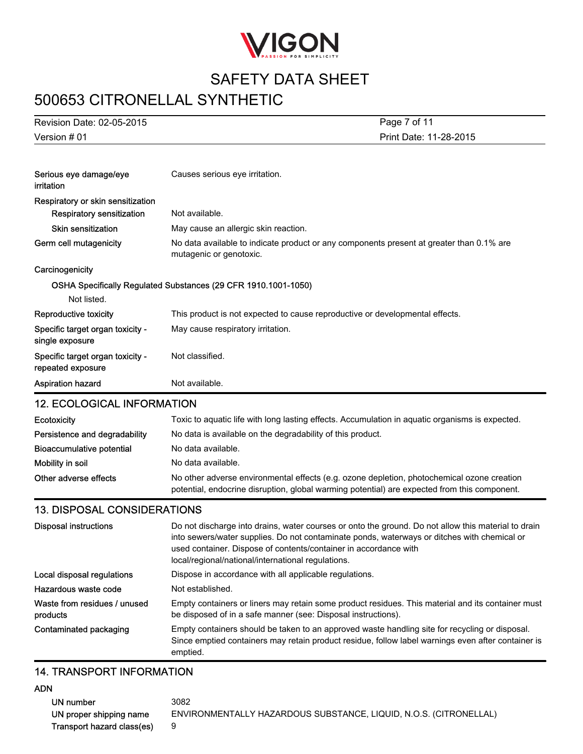| | |
|---|---|
| Serious eye damage/eye irritation | Causes serious eye irritation. |
| Respiratory or skin sensitization | |
| Respiratory sensitization | Not available. |
| Skin sensitization | May cause an allergic skin reaction. |
| Germ cell mutagenicity | No data available to indicate product or any components present at greater than 0.1% are mutagenic or genotoxic. |
| Carcinogenicity | |

OSHA Specifically Regulated Substances (29 CFR 1910.1001-1050)

Not listed.

| | |
|---|---|
| Reproductive toxicity | This product is not expected to cause reproductive or developmental effects. |
| Specific target organ toxicity - single exposure | May cause respiratory irritation. |
| Specific target organ toxicity - repeated exposure | Not classified. |
| Aspiration hazard | Not available. |

## 12. ECOLOGICAL INFORMATION

| | |
|---|---|
| Ecotoxicity | Toxic to aquatic life with long lasting effects. Accumulation in aquatic organisms is expected. |
| Persistence and degradability | No data is available on the degradability of this product. |
| Bioaccumulative potential | No data available. |
| Mobility in soil | No data available. |
| Other adverse effects | No other adverse environmental effects (e.g. ozone depletion, photochemical ozone creation potential, endocrine disruption, global warming potential) are expected from this component. |

## 13. DISPOSAL CONSIDERATIONS

| | |
|---|---|
| Disposal instructions | Do not discharge into drains, water courses or onto the ground. Do not allow this material to drain into sewers/water supplies. Do not contaminate ponds, waterways or ditches with chemical or used container. Dispose of contents/container in accordance with local/regional/national/international regulations. |
| Local disposal regulations | Dispose in accordance with all applicable regulations. |
| Hazardous waste code | Not established. |
| Waste from residues / unused products | Empty containers or liners may retain some product residues. This material and its container must be disposed of in a safe manner (see: Disposal instructions). |
| Contaminated packaging | Empty containers should be taken to an approved waste handling site for recycling or disposal. Since emptied containers may retain product residue, follow label warnings even after container is emptied. |

## 14. TRANSPORT INFORMATION

**ADN**

| | |
|---|---|
| UN number | 3082 |
| UN proper shipping name | ENVIRONMENTALLY HAZARDOUS SUBSTANCE, LIQUID, N.O.S. (CITRONELLAL) |
| Transport hazard class(es) | 9 |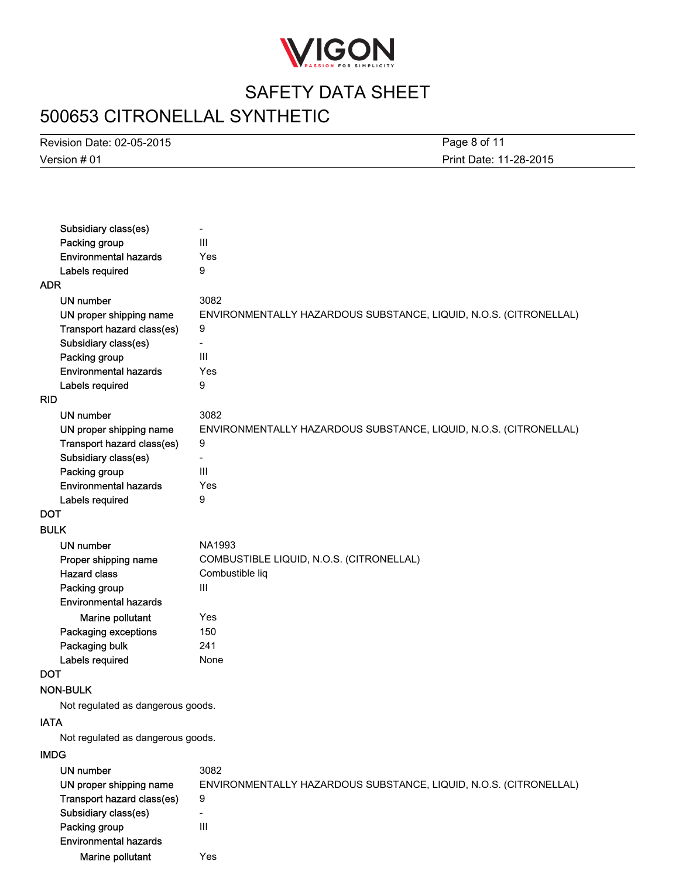| | |
|---|---|
| Subsidiary class(es) | - |
| Packing group | III |
| Environmental hazards | Yes |
| Labels required | 9 |

**ADR**

| | |
|---|---|
| UN number | 3082 |
| UN proper shipping name | ENVIRONMENTALLY HAZARDOUS SUBSTANCE, LIQUID, N.O.S. (CITRONELLAL) |
| Transport hazard class(es) | 9 |
| Subsidiary class(es) | - |
| Packing group | III |
| Environmental hazards | Yes |
| Labels required | 9 |

**RID**

| | |
|---|---|
| UN number | 3082 |
| UN proper shipping name | ENVIRONMENTALLY HAZARDOUS SUBSTANCE, LIQUID, N.O.S. (CITRONELLAL) |
| Transport hazard class(es) | 9 |
| Subsidiary class(es) | - |
| Packing group | III |
| Environmental hazards | Yes |
| Labels required | 9 |

**DOT**

**BULK**

| | |
|---|---|
| UN number | NA1993 |
| Proper shipping name | COMBUSTIBLE LIQUID, N.O.S. (CITRONELLAL) |
| Hazard class | Combustible liq |
| Packing group | III |
| Environmental hazards | |
| Marine pollutant | Yes |
| Packaging exceptions | 150 |
| Packaging bulk | 241 |
| Labels required | None |

**DOT**

**NON-BULK**

Not regulated as dangerous goods.

**IATA**

Not regulated as dangerous goods.

**IMDG**

| | |
|---|---|
| UN number | 3082 |
| UN proper shipping name | ENVIRONMENTALLY HAZARDOUS SUBSTANCE, LIQUID, N.O.S. (CITRONELLAL) |
| Transport hazard class(es) | 9 |
| Subsidiary class(es) | - |
| Packing group | III |
| Environmental hazards | |
| Marine pollutant | Yes |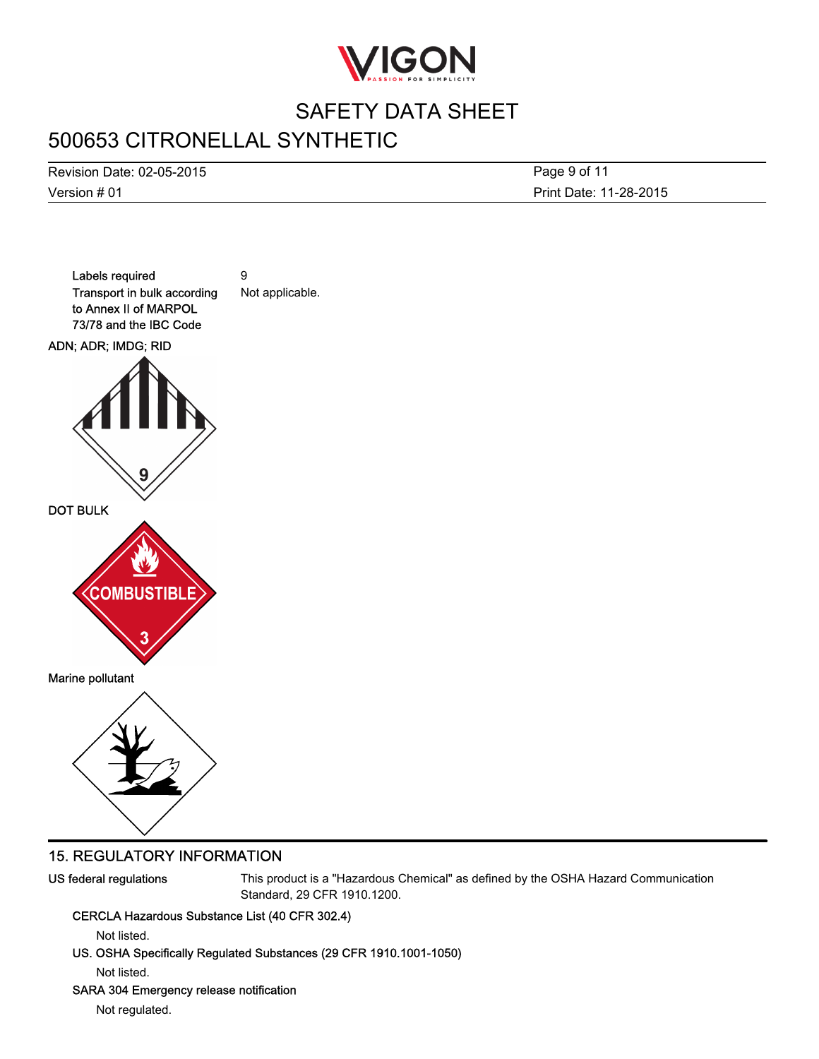| | |
|---|---|
| Labels required | 9 |
| Transport in bulk according to Annex II of MARPOL 73/78 and the IBC Code | Not applicable. |

ADN; ADR; IMDG; RID

DOT BULK

Marine pollutant

## 15. REGULATORY INFORMATION

**US federal regulations** This product is a "Hazardous Chemical" as defined by the OSHA Hazard Communication Standard, 29 CFR 1910.1200.

**CERCLA Hazardous Substance List (40 CFR 302.4)**

Not listed.

**US. OSHA Specifically Regulated Substances (29 CFR 1910.1001-1050)**

Not listed.

**SARA 304 Emergency release notification**

Not regulated.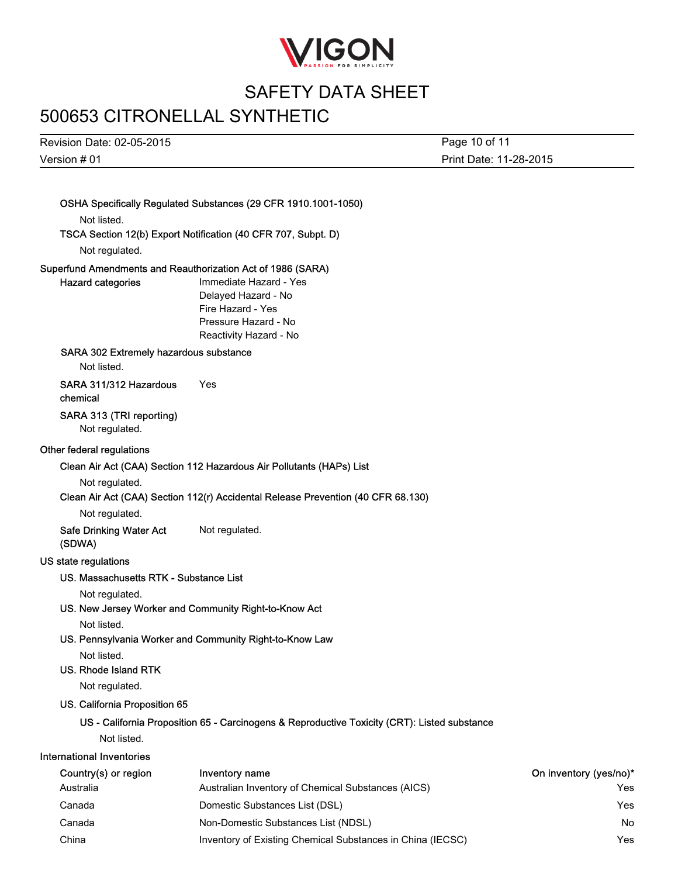**OSHA Specifically Regulated Substances (29 CFR 1910.1001-1050)**

Not listed.

**TSCA Section 12(b) Export Notification (40 CFR 707, Subpt. D)**

Not regulated.

## Superfund Amendments and Reauthorization Act of 1986 (SARA)

**Hazard categories**

Immediate Hazard - Yes
Delayed Hazard - No
Fire Hazard - Yes
Pressure Hazard - No
Reactivity Hazard - No

**SARA 302 Extremely hazardous substance**

Not listed.

**SARA 311/312 Hazardous chemical** Yes

**SARA 313 (TRI reporting)**

Not regulated.

## Other federal regulations

**Clean Air Act (CAA) Section 112 Hazardous Air Pollutants (HAPs) List**

Not regulated.

**Clean Air Act (CAA) Section 112(r) Accidental Release Prevention (40 CFR 68.130)**

Not regulated.

**Safe Drinking Water Act (SDWA)** Not regulated.

## US state regulations

**US. Massachusetts RTK - Substance List**

Not regulated.

**US. New Jersey Worker and Community Right-to-Know Act**

Not listed.

**US. Pennsylvania Worker and Community Right-to-Know Law**

Not listed.

**US. Rhode Island RTK**

Not regulated.

**US. California Proposition 65**

**US - California Proposition 65 - Carcinogens & Reproductive Toxicity (CRT): Listed substance**

Not listed.

## International Inventories

| Country(s) or region | Inventory name | On inventory (yes/no)* |
|---|---|---|
| Australia | Australian Inventory of Chemical Substances (AICS) | Yes |
| Canada | Domestic Substances List (DSL) | Yes |
| Canada | Non-Domestic Substances List (NDSL) | No |
| China | Inventory of Existing Chemical Substances in China (IECSC) | Yes |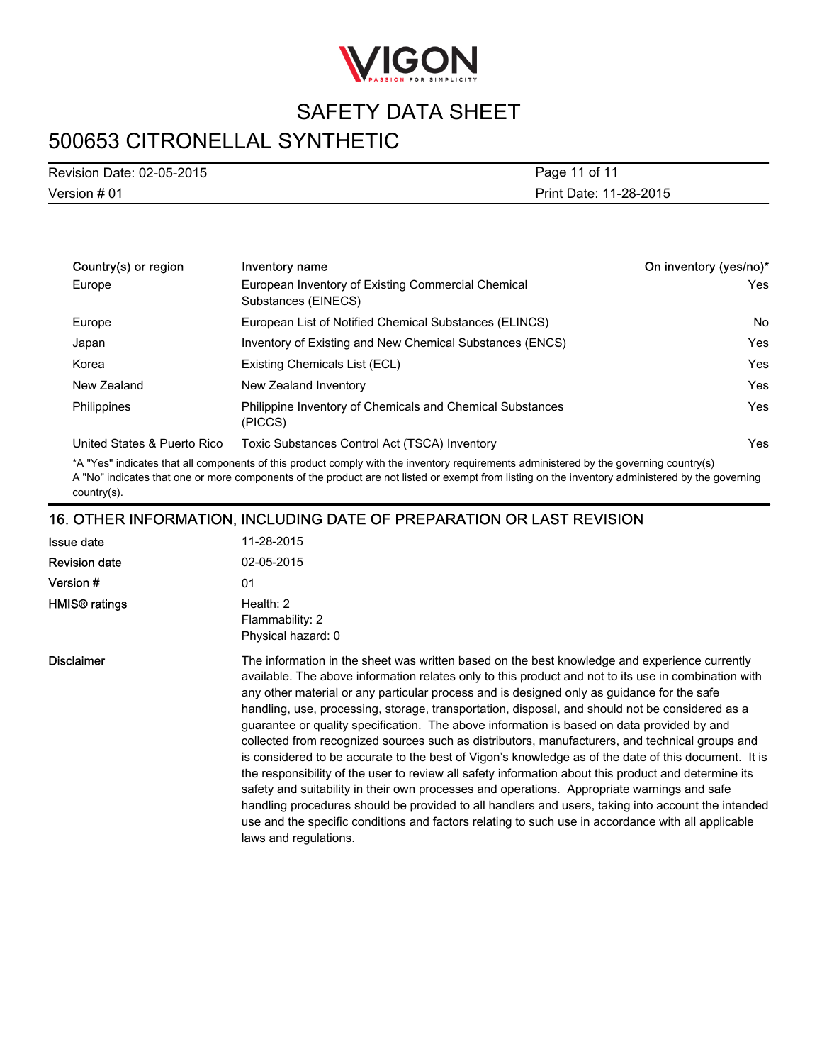| Country(s) or region | Inventory name | On inventory (yes/no)* |
| --- | --- | --- |
| Europe | European Inventory of Existing Commercial Chemical Substances (EINECS) | Yes |
| Europe | European List of Notified Chemical Substances (ELINCS) | No |
| Japan | Inventory of Existing and New Chemical Substances (ENCS) | Yes |
| Korea | Existing Chemicals List (ECL) | Yes |
| New Zealand | New Zealand Inventory | Yes |
| Philippines | Philippine Inventory of Chemicals and Chemical Substances (PICCS) | Yes |
| United States & Puerto Rico | Toxic Substances Control Act (TSCA) Inventory | Yes |

*A "Yes" indicates that all components of this product comply with the inventory requirements administered by the governing country(s)
A "No" indicates that one or more components of the product are not listed or exempt from listing on the inventory administered by the governing country(s).

## 16. OTHER INFORMATION, INCLUDING DATE OF PREPARATION OR LAST REVISION

**Issue date** 11-28-2015

**Revision date** 02-05-2015

**Version #** 01

**HMIS® ratings**
Health: 2
Flammability: 2
Physical hazard: 0

**Disclaimer**
The information in the sheet was written based on the best knowledge and experience currently available. The above information relates only to this product and not to its use in combination with any other material or any particular process and is designed only as guidance for the safe handling, use, processing, storage, transportation, disposal, and should not be considered as a guarantee or quality specification. The above information is based on data provided by and collected from recognized sources such as distributors, manufacturers, and technical groups and is considered to be accurate to the best of Vigon's knowledge as of the date of this document. It is the responsibility of the user to review all safety information about this product and determine its safety and suitability in their own processes and operations. Appropriate warnings and safe handling procedures should be provided to all handlers and users, taking into account the intended use and the specific conditions and factors relating to such use in accordance with all applicable laws and regulations.